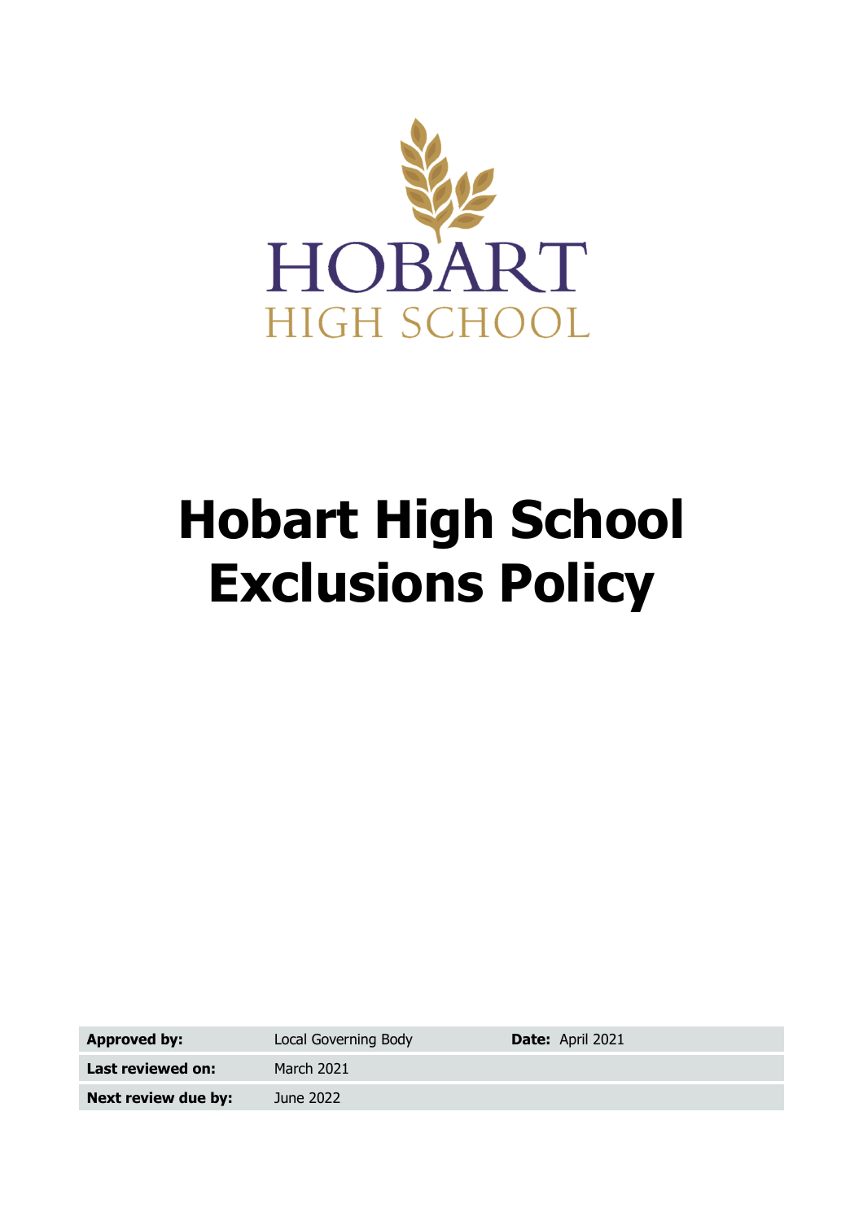HOBART
HIGH SCHOOL

# Hobart High School Exclusions Policy

| | | | |
|---|---|---|---|
| **Approved by:** | Local Governing Body | **Date:** | April 2021 |
| **Last reviewed on:** | March 2021 | | |
| **Next review due by:** | June 2022 | | |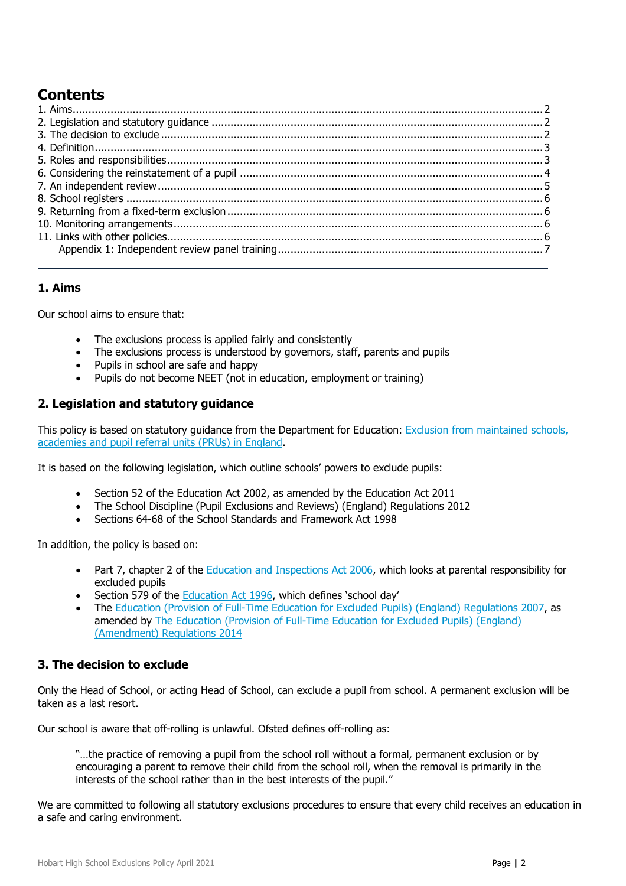# Contents

1. Aims....................................................................................................................2
2. Legislation and statutory guidance ........................................................................2
3. The decision to exclude ........................................................................................2
4. Definition.............................................................................................................3
5. Roles and responsibilities......................................................................................3
6. Considering the reinstatement of a pupil ................................................................4
7. An independent review .........................................................................................5
8. School registers ...................................................................................................6
9. Returning from a fixed-term exclusion ....................................................................6
10. Monitoring arrangements.....................................................................................6
11. Links with other policies......................................................................................6
    Appendix 1: Independent review panel training .......................................................7

---

## 1. Aims

Our school aims to ensure that:

- The exclusions process is applied fairly and consistently
- The exclusions process is understood by governors, staff, parents and pupils
- Pupils in school are safe and happy
- Pupils do not become NEET (not in education, employment or training)

## 2. Legislation and statutory guidance

This policy is based on statutory guidance from the Department for Education: Exclusion from maintained schools, academies and pupil referral units (PRUs) in England.

It is based on the following legislation, which outline schools' powers to exclude pupils:

- Section 52 of the Education Act 2002, as amended by the Education Act 2011
- The School Discipline (Pupil Exclusions and Reviews) (England) Regulations 2012
- Sections 64-68 of the School Standards and Framework Act 1998

In addition, the policy is based on:

- Part 7, chapter 2 of the Education and Inspections Act 2006, which looks at parental responsibility for excluded pupils
- Section 579 of the Education Act 1996, which defines 'school day'
- The Education (Provision of Full-Time Education for Excluded Pupils) (England) Regulations 2007, as amended by The Education (Provision of Full-Time Education for Excluded Pupils) (England) (Amendment) Regulations 2014

## 3. The decision to exclude

Only the Head of School, or acting Head of School, can exclude a pupil from school. A permanent exclusion will be taken as a last resort.

Our school is aware that off-rolling is unlawful. Ofsted defines off-rolling as:

> "…the practice of removing a pupil from the school roll without a formal, permanent exclusion or by encouraging a parent to remove their child from the school roll, when the removal is primarily in the interests of the school rather than in the best interests of the pupil."

We are committed to following all statutory exclusions procedures to ensure that every child receives an education in a safe and caring environment.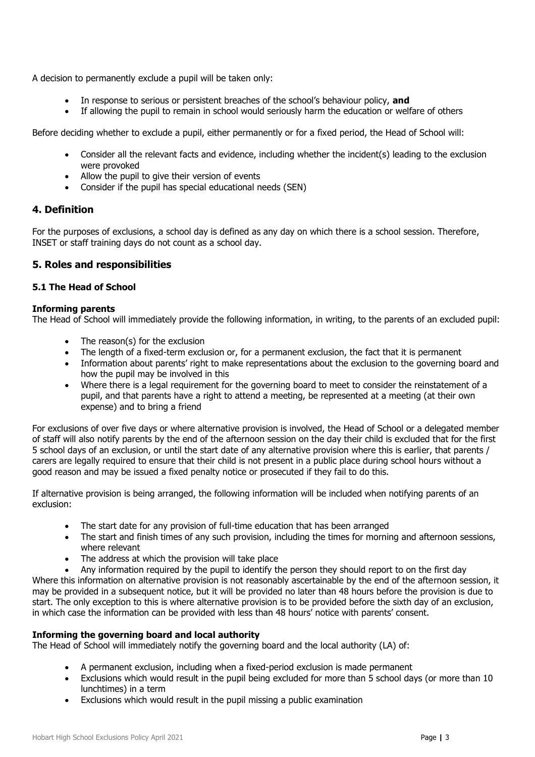A decision to permanently exclude a pupil will be taken only:

- In response to serious or persistent breaches of the school's behaviour policy, **and**
- If allowing the pupil to remain in school would seriously harm the education or welfare of others

Before deciding whether to exclude a pupil, either permanently or for a fixed period, the Head of School will:

- Consider all the relevant facts and evidence, including whether the incident(s) leading to the exclusion were provoked
- Allow the pupil to give their version of events
- Consider if the pupil has special educational needs (SEN)

## 4. Definition

For the purposes of exclusions, a school day is defined as any day on which there is a school session. Therefore, INSET or staff training days do not count as a school day.

## 5. Roles and responsibilities

### 5.1 The Head of School

**Informing parents**

The Head of School will immediately provide the following information, in writing, to the parents of an excluded pupil:

- The reason(s) for the exclusion
- The length of a fixed-term exclusion or, for a permanent exclusion, the fact that it is permanent
- Information about parents' right to make representations about the exclusion to the governing board and how the pupil may be involved in this
- Where there is a legal requirement for the governing board to meet to consider the reinstatement of a pupil, and that parents have a right to attend a meeting, be represented at a meeting (at their own expense) and to bring a friend

For exclusions of over five days or where alternative provision is involved, the Head of School or a delegated member of staff will also notify parents by the end of the afternoon session on the day their child is excluded that for the first 5 school days of an exclusion, or until the start date of any alternative provision where this is earlier, that parents / carers are legally required to ensure that their child is not present in a public place during school hours without a good reason and may be issued a fixed penalty notice or prosecuted if they fail to do this.

If alternative provision is being arranged, the following information will be included when notifying parents of an exclusion:

- The start date for any provision of full-time education that has been arranged
- The start and finish times of any such provision, including the times for morning and afternoon sessions, where relevant
- The address at which the provision will take place
- Any information required by the pupil to identify the person they should report to on the first day

Where this information on alternative provision is not reasonably ascertainable by the end of the afternoon session, it may be provided in a subsequent notice, but it will be provided no later than 48 hours before the provision is due to start. The only exception to this is where alternative provision is to be provided before the sixth day of an exclusion, in which case the information can be provided with less than 48 hours' notice with parents' consent.

**Informing the governing board and local authority**

The Head of School will immediately notify the governing board and the local authority (LA) of:

- A permanent exclusion, including when a fixed-period exclusion is made permanent
- Exclusions which would result in the pupil being excluded for more than 5 school days (or more than 10 lunchtimes) in a term
- Exclusions which would result in the pupil missing a public examination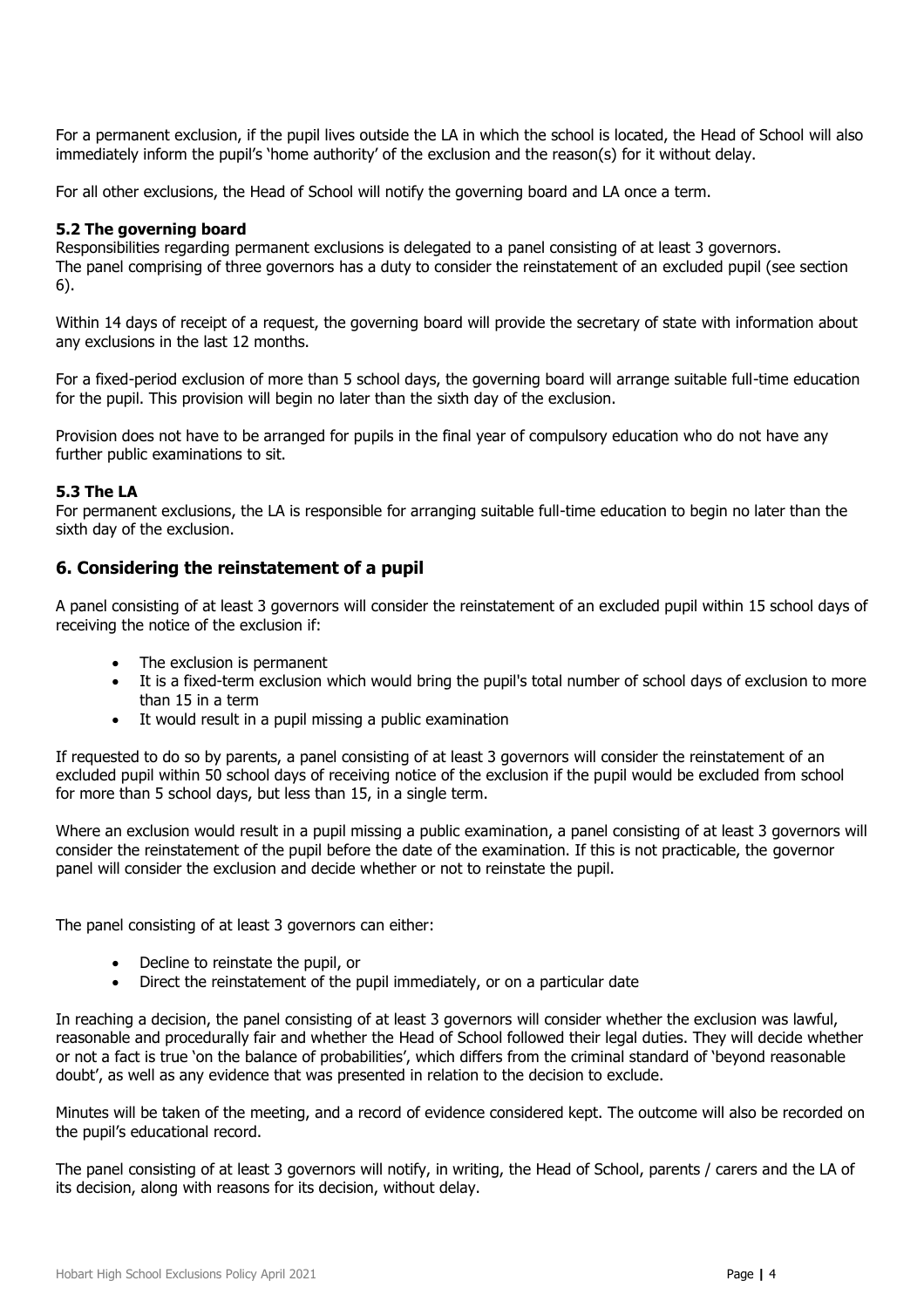For a permanent exclusion, if the pupil lives outside the LA in which the school is located, the Head of School will also immediately inform the pupil's 'home authority' of the exclusion and the reason(s) for it without delay.

For all other exclusions, the Head of School will notify the governing board and LA once a term.

### 5.2 The governing board

Responsibilities regarding permanent exclusions is delegated to a panel consisting of at least 3 governors. The panel comprising of three governors has a duty to consider the reinstatement of an excluded pupil (see section 6).

Within 14 days of receipt of a request, the governing board will provide the secretary of state with information about any exclusions in the last 12 months.

For a fixed-period exclusion of more than 5 school days, the governing board will arrange suitable full-time education for the pupil. This provision will begin no later than the sixth day of the exclusion.

Provision does not have to be arranged for pupils in the final year of compulsory education who do not have any further public examinations to sit.

### 5.3 The LA

For permanent exclusions, the LA is responsible for arranging suitable full-time education to begin no later than the sixth day of the exclusion.

## 6. Considering the reinstatement of a pupil

A panel consisting of at least 3 governors will consider the reinstatement of an excluded pupil within 15 school days of receiving the notice of the exclusion if:

- The exclusion is permanent
- It is a fixed-term exclusion which would bring the pupil's total number of school days of exclusion to more than 15 in a term
- It would result in a pupil missing a public examination

If requested to do so by parents, a panel consisting of at least 3 governors will consider the reinstatement of an excluded pupil within 50 school days of receiving notice of the exclusion if the pupil would be excluded from school for more than 5 school days, but less than 15, in a single term.

Where an exclusion would result in a pupil missing a public examination, a panel consisting of at least 3 governors will consider the reinstatement of the pupil before the date of the examination. If this is not practicable, the governor panel will consider the exclusion and decide whether or not to reinstate the pupil.

The panel consisting of at least 3 governors can either:

- Decline to reinstate the pupil, or
- Direct the reinstatement of the pupil immediately, or on a particular date

In reaching a decision, the panel consisting of at least 3 governors will consider whether the exclusion was lawful, reasonable and procedurally fair and whether the Head of School followed their legal duties. They will decide whether or not a fact is true 'on the balance of probabilities', which differs from the criminal standard of 'beyond reasonable doubt', as well as any evidence that was presented in relation to the decision to exclude.

Minutes will be taken of the meeting, and a record of evidence considered kept. The outcome will also be recorded on the pupil's educational record.

The panel consisting of at least 3 governors will notify, in writing, the Head of School, parents / carers and the LA of its decision, along with reasons for its decision, without delay.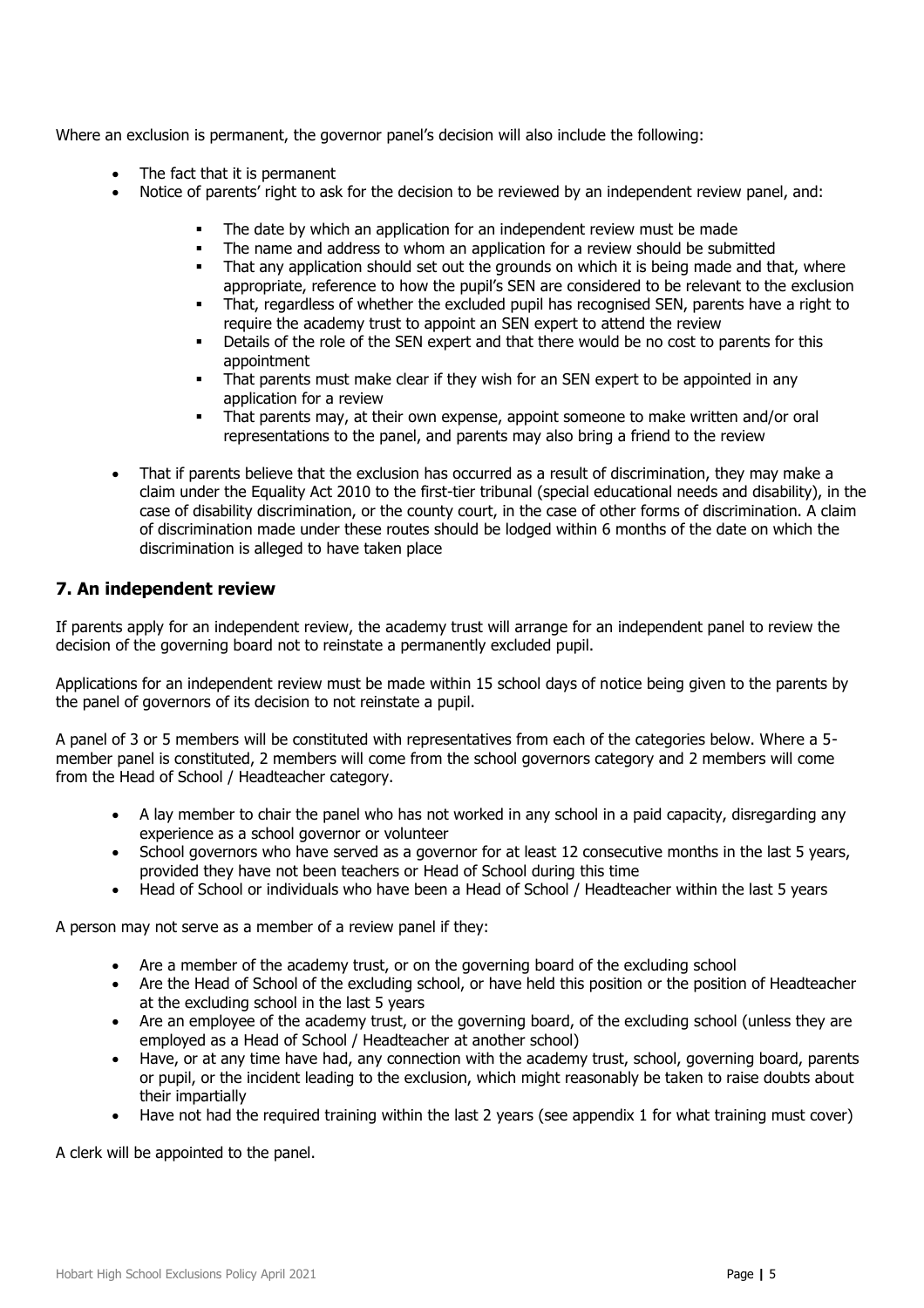Where an exclusion is permanent, the governor panel's decision will also include the following:

- The fact that it is permanent
- Notice of parents' right to ask for the decision to be reviewed by an independent review panel, and:
    - The date by which an application for an independent review must be made
    - The name and address to whom an application for a review should be submitted
    - That any application should set out the grounds on which it is being made and that, where appropriate, reference to how the pupil's SEN are considered to be relevant to the exclusion
    - That, regardless of whether the excluded pupil has recognised SEN, parents have a right to require the academy trust to appoint an SEN expert to attend the review
    - Details of the role of the SEN expert and that there would be no cost to parents for this appointment
    - That parents must make clear if they wish for an SEN expert to be appointed in any application for a review
    - That parents may, at their own expense, appoint someone to make written and/or oral representations to the panel, and parents may also bring a friend to the review
- That if parents believe that the exclusion has occurred as a result of discrimination, they may make a claim under the Equality Act 2010 to the first-tier tribunal (special educational needs and disability), in the case of disability discrimination, or the county court, in the case of other forms of discrimination. A claim of discrimination made under these routes should be lodged within 6 months of the date on which the discrimination is alleged to have taken place

## 7. An independent review

If parents apply for an independent review, the academy trust will arrange for an independent panel to review the decision of the governing board not to reinstate a permanently excluded pupil.

Applications for an independent review must be made within 15 school days of notice being given to the parents by the panel of governors of its decision to not reinstate a pupil.

A panel of 3 or 5 members will be constituted with representatives from each of the categories below. Where a 5-member panel is constituted, 2 members will come from the school governors category and 2 members will come from the Head of School / Headteacher category.

- A lay member to chair the panel who has not worked in any school in a paid capacity, disregarding any experience as a school governor or volunteer
- School governors who have served as a governor for at least 12 consecutive months in the last 5 years, provided they have not been teachers or Head of School during this time
- Head of School or individuals who have been a Head of School / Headteacher within the last 5 years

A person may not serve as a member of a review panel if they:

- Are a member of the academy trust, or on the governing board of the excluding school
- Are the Head of School of the excluding school, or have held this position or the position of Headteacher at the excluding school in the last 5 years
- Are an employee of the academy trust, or the governing board, of the excluding school (unless they are employed as a Head of School / Headteacher at another school)
- Have, or at any time have had, any connection with the academy trust, school, governing board, parents or pupil, or the incident leading to the exclusion, which might reasonably be taken to raise doubts about their impartially
- Have not had the required training within the last 2 years (see appendix 1 for what training must cover)

A clerk will be appointed to the panel.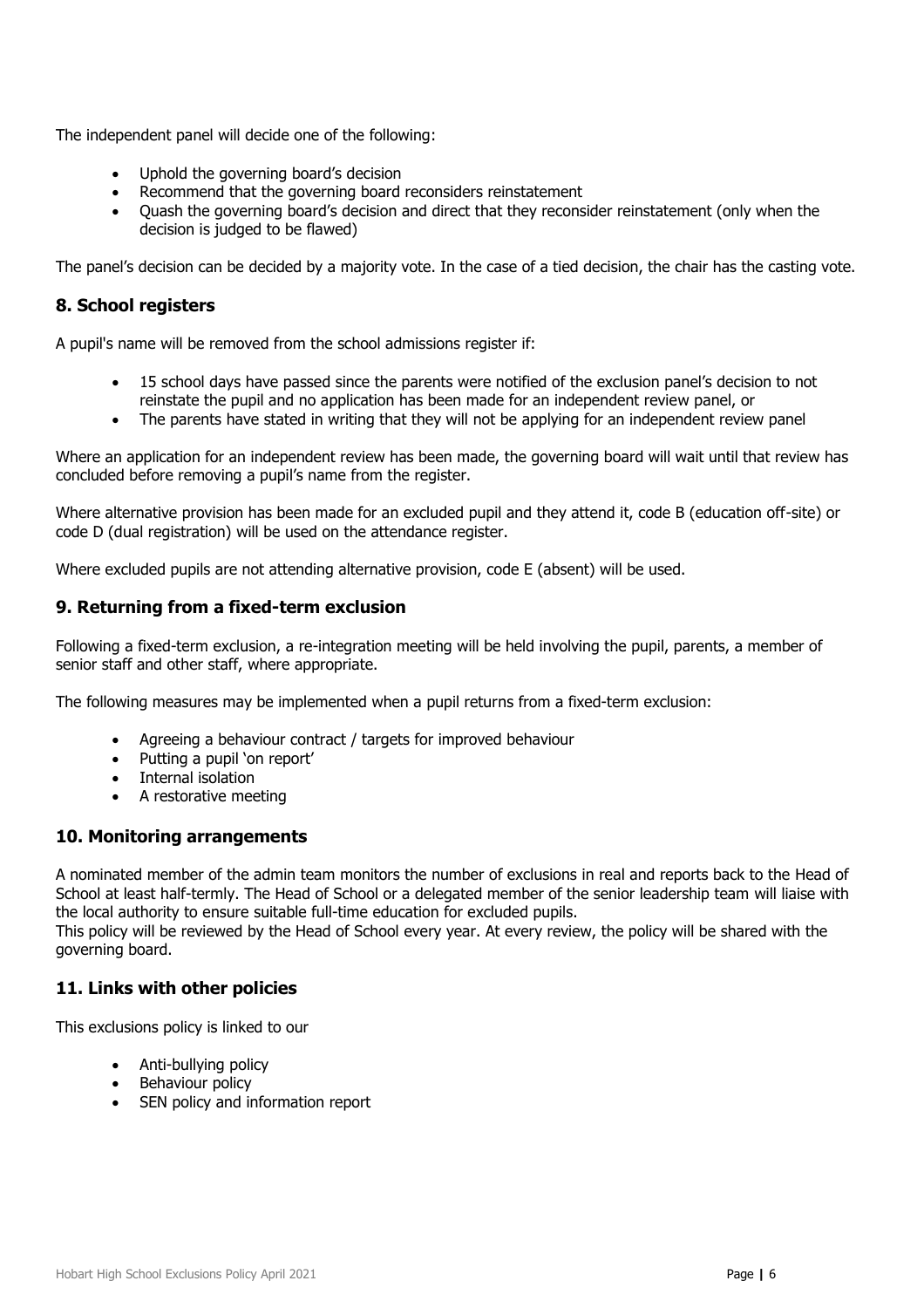The independent panel will decide one of the following:

- Uphold the governing board's decision
- Recommend that the governing board reconsiders reinstatement
- Quash the governing board's decision and direct that they reconsider reinstatement (only when the decision is judged to be flawed)

The panel's decision can be decided by a majority vote. In the case of a tied decision, the chair has the casting vote.

## 8. School registers

A pupil's name will be removed from the school admissions register if:

- 15 school days have passed since the parents were notified of the exclusion panel's decision to not reinstate the pupil and no application has been made for an independent review panel, or
- The parents have stated in writing that they will not be applying for an independent review panel

Where an application for an independent review has been made, the governing board will wait until that review has concluded before removing a pupil's name from the register.

Where alternative provision has been made for an excluded pupil and they attend it, code B (education off-site) or code D (dual registration) will be used on the attendance register.

Where excluded pupils are not attending alternative provision, code E (absent) will be used.

## 9. Returning from a fixed-term exclusion

Following a fixed-term exclusion, a re-integration meeting will be held involving the pupil, parents, a member of senior staff and other staff, where appropriate.

The following measures may be implemented when a pupil returns from a fixed-term exclusion:

- Agreeing a behaviour contract / targets for improved behaviour
- Putting a pupil 'on report'
- Internal isolation
- A restorative meeting

## 10. Monitoring arrangements

A nominated member of the admin team monitors the number of exclusions in real and reports back to the Head of School at least half-termly. The Head of School or a delegated member of the senior leadership team will liaise with the local authority to ensure suitable full-time education for excluded pupils.
This policy will be reviewed by the Head of School every year. At every review, the policy will be shared with the governing board.

## 11. Links with other policies

This exclusions policy is linked to our

- Anti-bullying policy
- Behaviour policy
- SEN policy and information report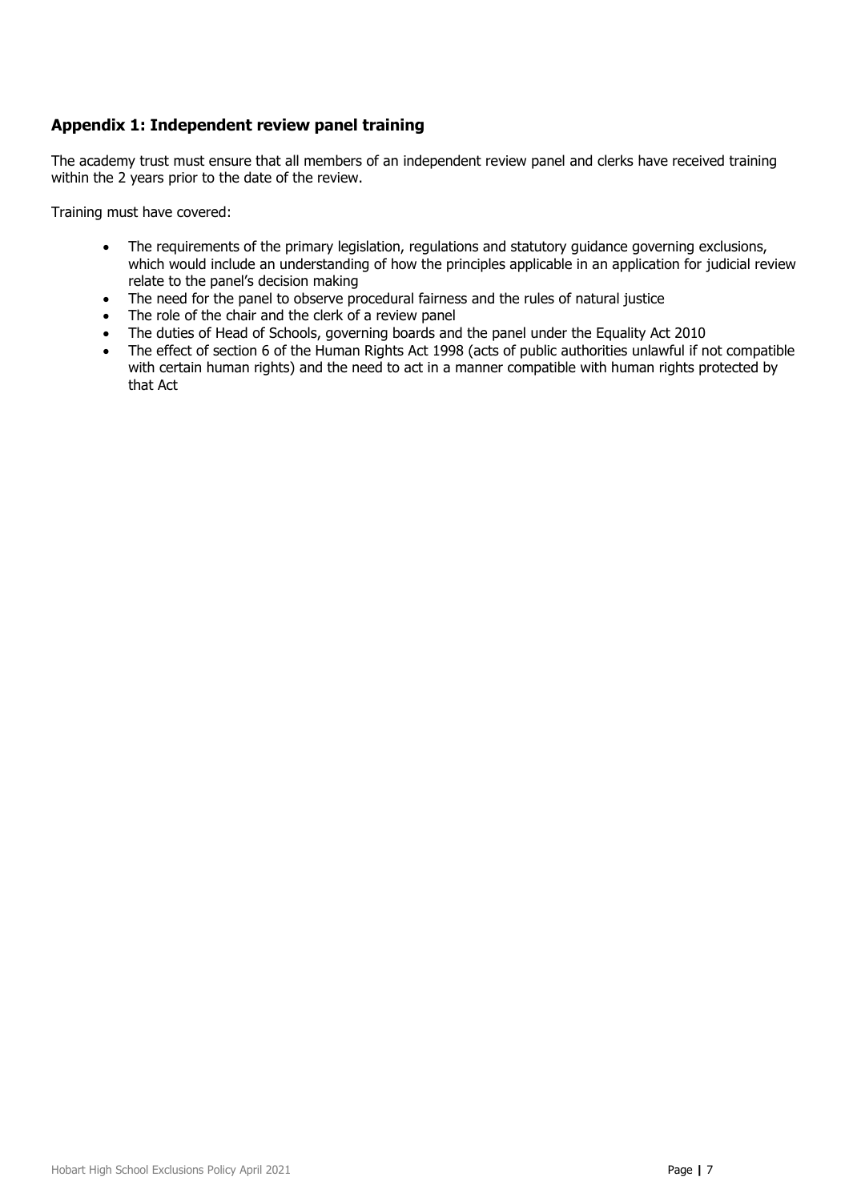## Appendix 1: Independent review panel training

The academy trust must ensure that all members of an independent review panel and clerks have received training within the 2 years prior to the date of the review.

Training must have covered:

- The requirements of the primary legislation, regulations and statutory guidance governing exclusions, which would include an understanding of how the principles applicable in an application for judicial review relate to the panel's decision making
- The need for the panel to observe procedural fairness and the rules of natural justice
- The role of the chair and the clerk of a review panel
- The duties of Head of Schools, governing boards and the panel under the Equality Act 2010
- The effect of section 6 of the Human Rights Act 1998 (acts of public authorities unlawful if not compatible with certain human rights) and the need to act in a manner compatible with human rights protected by that Act